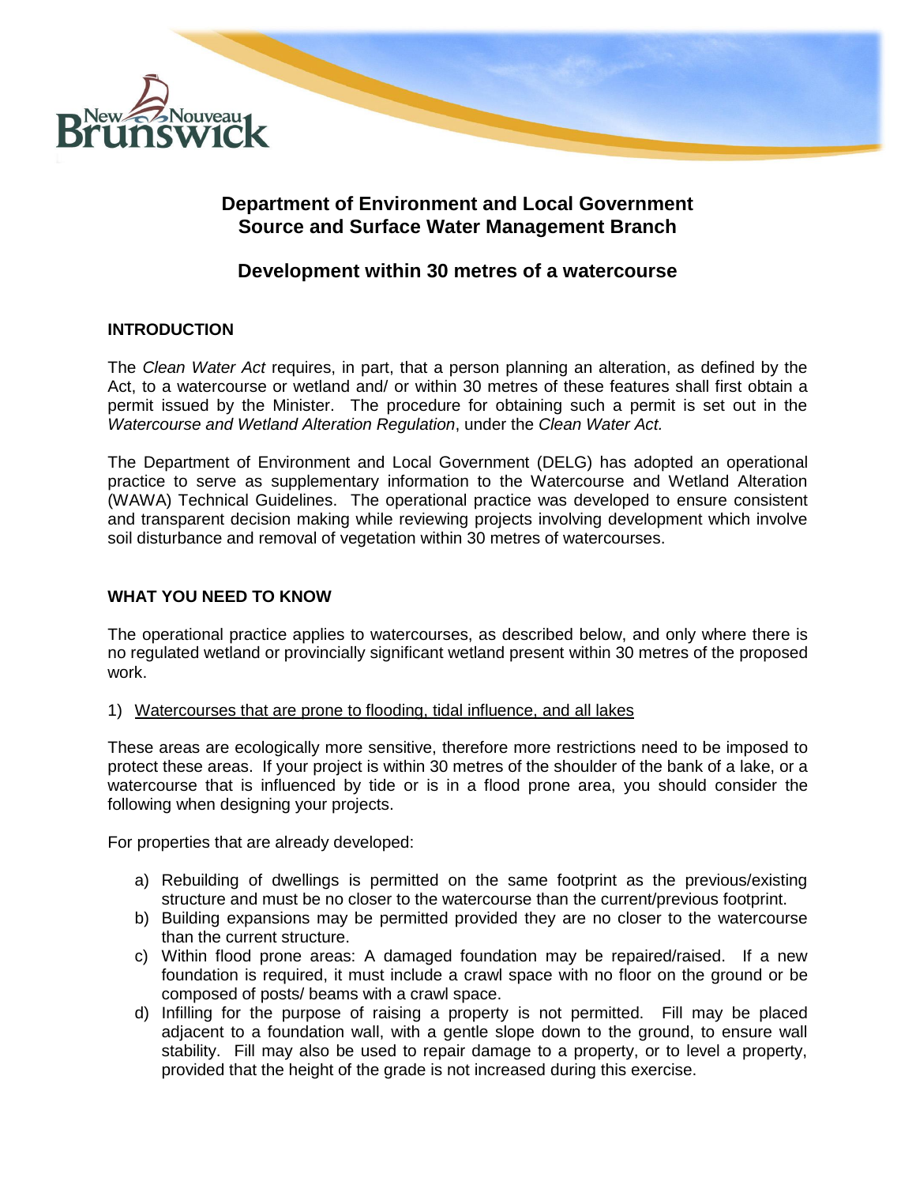# Department of Environment and Local Government
# Source and Surface Water Management Branch

## Development within 30 metres of a watercourse

### INTRODUCTION

The *Clean Water Act* requires, in part, that a person planning an alteration, as defined by the Act, to a watercourse or wetland and/ or within 30 metres of these features shall first obtain a permit issued by the Minister. The procedure for obtaining such a permit is set out in the *Watercourse and Wetland Alteration Regulation*, under the *Clean Water Act.*

The Department of Environment and Local Government (DELG) has adopted an operational practice to serve as supplementary information to the Watercourse and Wetland Alteration (WAWA) Technical Guidelines. The operational practice was developed to ensure consistent and transparent decision making while reviewing projects involving development which involve soil disturbance and removal of vegetation within 30 metres of watercourses.

### WHAT YOU NEED TO KNOW

The operational practice applies to watercourses, as described below, and only where there is no regulated wetland or provincially significant wetland present within 30 metres of the proposed work.

1) <u>Watercourses that are prone to flooding, tidal influence, and all lakes</u>

These areas are ecologically more sensitive, therefore more restrictions need to be imposed to protect these areas. If your project is within 30 metres of the shoulder of the bank of a lake, or a watercourse that is influenced by tide or is in a flood prone area, you should consider the following when designing your projects.

For properties that are already developed:

a) Rebuilding of dwellings is permitted on the same footprint as the previous/existing structure and must be no closer to the watercourse than the current/previous footprint.
b) Building expansions may be permitted provided they are no closer to the watercourse than the current structure.
c) Within flood prone areas: A damaged foundation may be repaired/raised. If a new foundation is required, it must include a crawl space with no floor on the ground or be composed of posts/ beams with a crawl space.
d) Infilling for the purpose of raising a property is not permitted. Fill may be placed adjacent to a foundation wall, with a gentle slope down to the ground, to ensure wall stability. Fill may also be used to repair damage to a property, or to level a property, provided that the height of the grade is not increased during this exercise.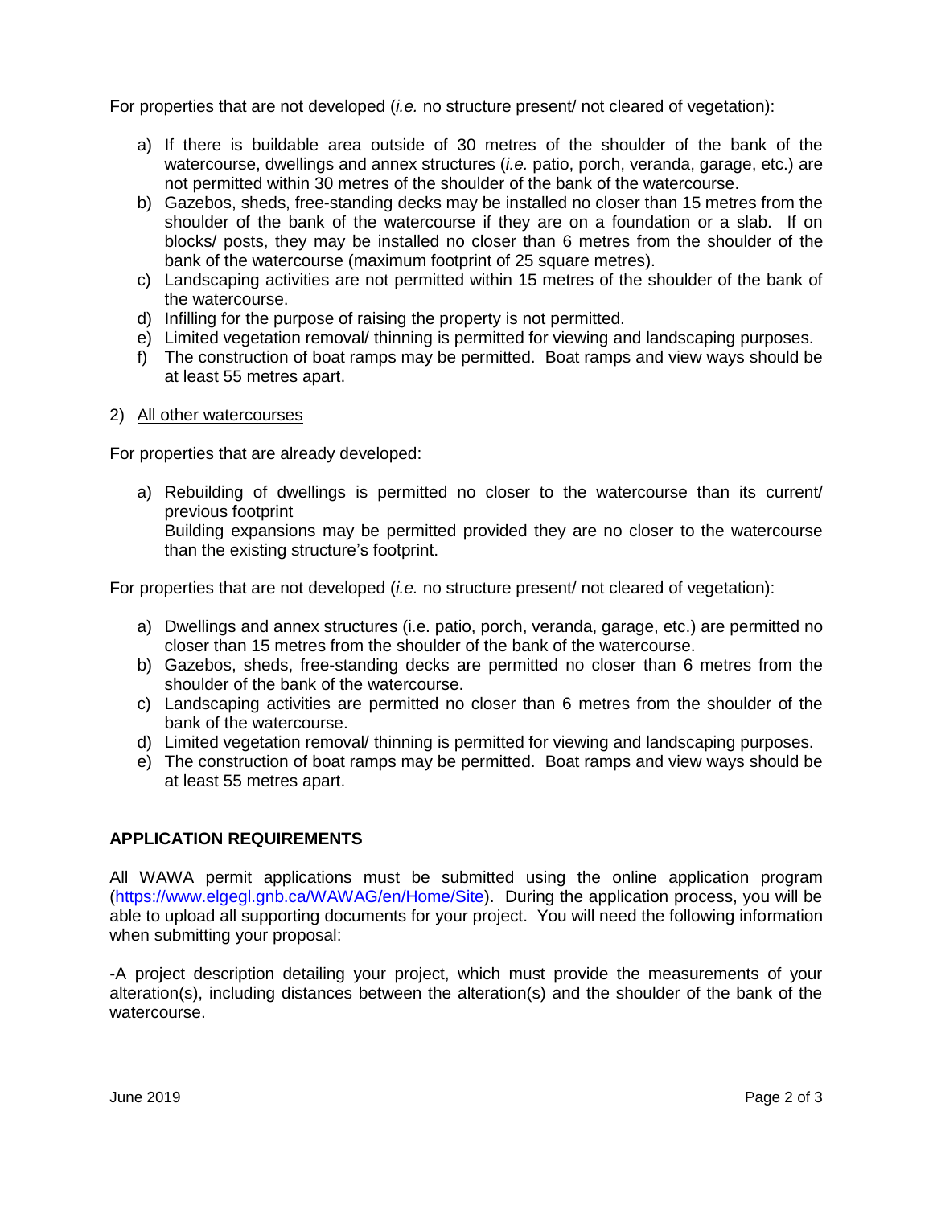For properties that are not developed (*i.e.* no structure present/ not cleared of vegetation):

a) If there is buildable area outside of 30 metres of the shoulder of the bank of the watercourse, dwellings and annex structures (*i.e.* patio, porch, veranda, garage, etc.) are not permitted within 30 metres of the shoulder of the bank of the watercourse.
b) Gazebos, sheds, free-standing decks may be installed no closer than 15 metres from the shoulder of the bank of the watercourse if they are on a foundation or a slab. If on blocks/ posts, they may be installed no closer than 6 metres from the shoulder of the bank of the watercourse (maximum footprint of 25 square metres).
c) Landscaping activities are not permitted within 15 metres of the shoulder of the bank of the watercourse.
d) Infilling for the purpose of raising the property is not permitted.
e) Limited vegetation removal/ thinning is permitted for viewing and landscaping purposes.
f) The construction of boat ramps may be permitted. Boat ramps and view ways should be at least 55 metres apart.

2) <u>All other watercourses</u>

For properties that are already developed:

a) Rebuilding of dwellings is permitted no closer to the watercourse than its current/ previous footprint
   Building expansions may be permitted provided they are no closer to the watercourse than the existing structure's footprint.

For properties that are not developed (*i.e.* no structure present/ not cleared of vegetation):

a) Dwellings and annex structures (i.e. patio, porch, veranda, garage, etc.) are permitted no closer than 15 metres from the shoulder of the bank of the watercourse.
b) Gazebos, sheds, free-standing decks are permitted no closer than 6 metres from the shoulder of the bank of the watercourse.
c) Landscaping activities are permitted no closer than 6 metres from the shoulder of the bank of the watercourse.
d) Limited vegetation removal/ thinning is permitted for viewing and landscaping purposes.
e) The construction of boat ramps may be permitted. Boat ramps and view ways should be at least 55 metres apart.

## APPLICATION REQUIREMENTS

All WAWA permit applications must be submitted using the online application program (https://www.elgegl.gnb.ca/WAWAG/en/Home/Site). During the application process, you will be able to upload all supporting documents for your project. You will need the following information when submitting your proposal:

-A project description detailing your project, which must provide the measurements of your alteration(s), including distances between the alteration(s) and the shoulder of the bank of the watercourse.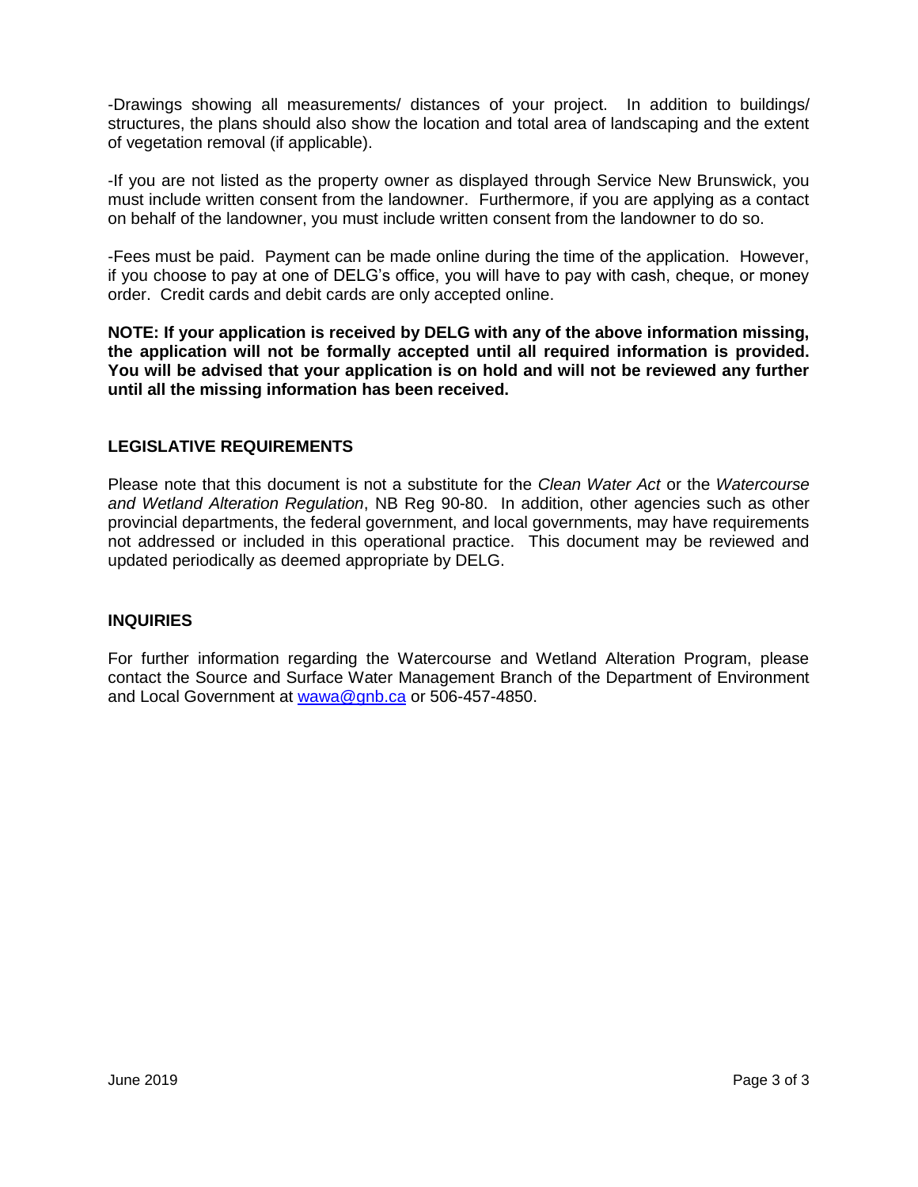-Drawings showing all measurements/ distances of your project. In addition to buildings/ structures, the plans should also show the location and total area of landscaping and the extent of vegetation removal (if applicable).

-If you are not listed as the property owner as displayed through Service New Brunswick, you must include written consent from the landowner. Furthermore, if you are applying as a contact on behalf of the landowner, you must include written consent from the landowner to do so.

-Fees must be paid. Payment can be made online during the time of the application. However, if you choose to pay at one of DELG's office, you will have to pay with cash, cheque, or money order. Credit cards and debit cards are only accepted online.

**NOTE: If your application is received by DELG with any of the above information missing, the application will not be formally accepted until all required information is provided. You will be advised that your application is on hold and will not be reviewed any further until all the missing information has been received.**

## LEGISLATIVE REQUIREMENTS

Please note that this document is not a substitute for the *Clean Water Act* or the *Watercourse and Wetland Alteration Regulation*, NB Reg 90-80. In addition, other agencies such as other provincial departments, the federal government, and local governments, may have requirements not addressed or included in this operational practice. This document may be reviewed and updated periodically as deemed appropriate by DELG.

## INQUIRIES

For further information regarding the Watercourse and Wetland Alteration Program, please contact the Source and Surface Water Management Branch of the Department of Environment and Local Government at wawa@gnb.ca or 506-457-4850.

June 2019